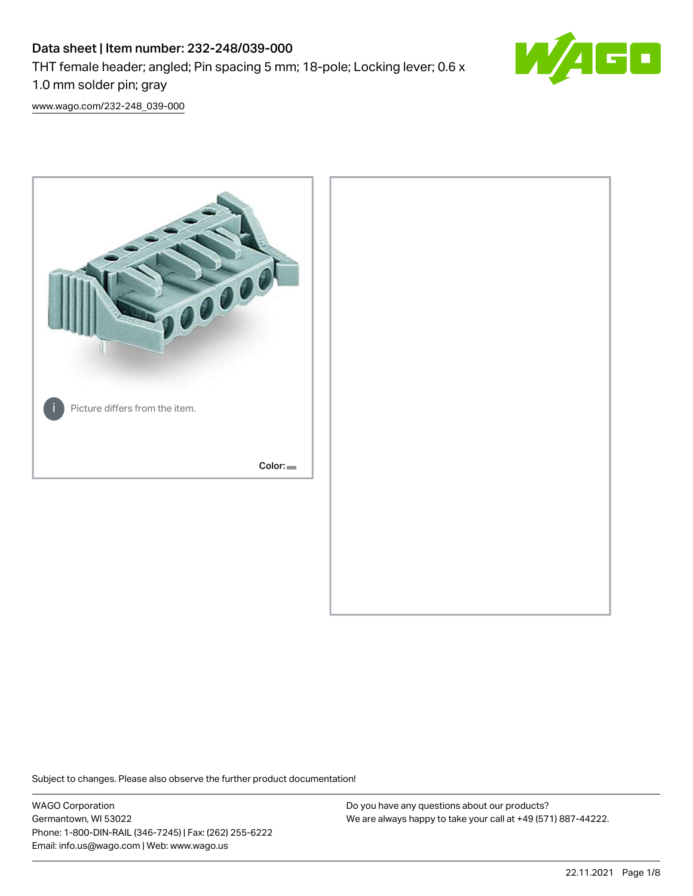# Data sheet | Item number: 232-248/039-000

THT female header; angled; Pin spacing 5 mm; 18-pole; Locking lever; 0.6 x 1.0 mm solder pin; gray

www.wago.com/232-248_039-000

Picture differs from the item.

Color:

Subject to changes. Please also observe the further product documentation!

WAGO Corporation
Germantown, WI 53022
Phone: 1-800-DIN-RAIL (346-7245) | Fax: (262) 255-6222
Email: info.us@wago.com | Web: www.wago.us

Do you have any questions about our products?
We are always happy to take your call at +49 (571) 887-44222.

22.11.2021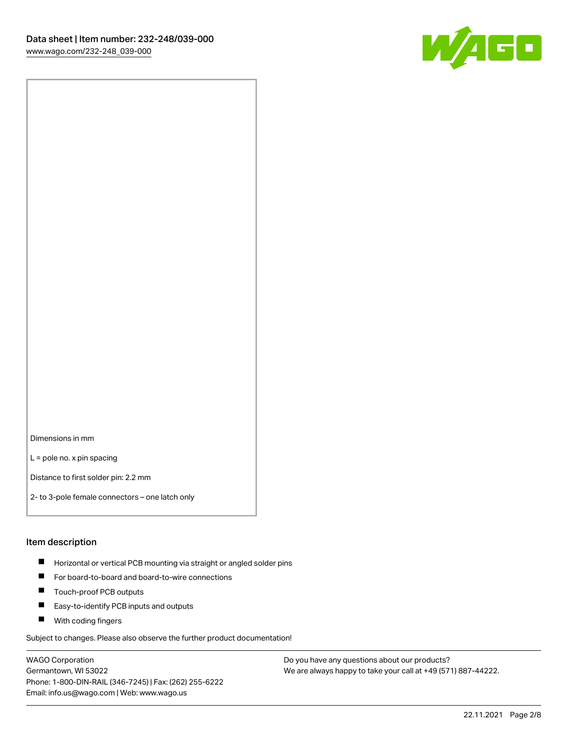Dimensions in mm

L = pole no. x pin spacing

Distance to first solder pin: 2.2 mm

2- to 3-pole female connectors – one latch only

## Item description

- Horizontal or vertical PCB mounting via straight or angled solder pins
- For board-to-board and board-to-wire connections
- Touch-proof PCB outputs
- Easy-to-identify PCB inputs and outputs
- With coding fingers

Subject to changes. Please also observe the further product documentation!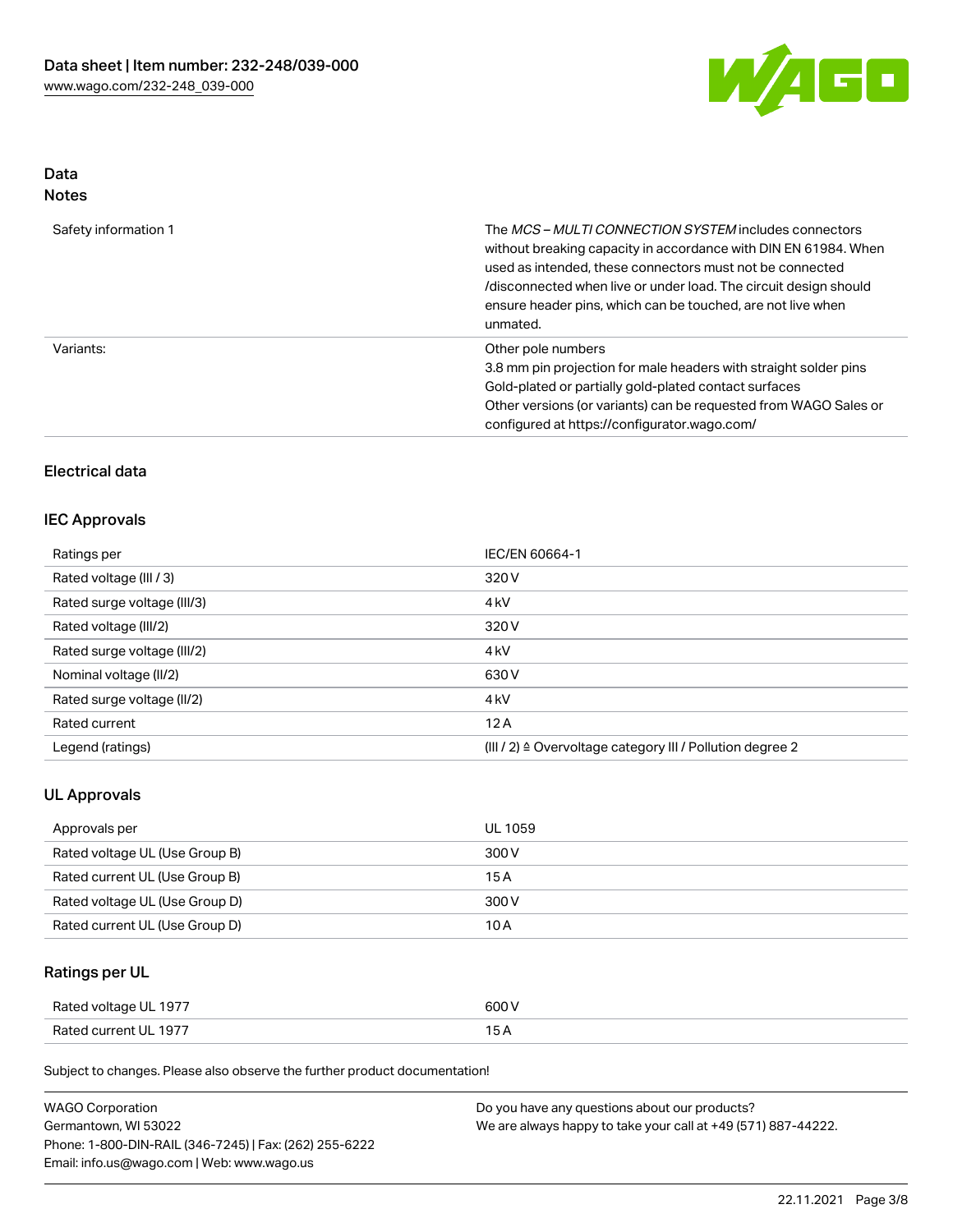## Data
### Notes

| | |
|---|---|
| Safety information 1 | The *MCS – MULTI CONNECTION SYSTEM* includes connectors without breaking capacity in accordance with DIN EN 61984. When used as intended, these connectors must not be connected /disconnected when live or under load. The circuit design should ensure header pins, which can be touched, are not live when unmated. |
| Variants: | Other pole numbers<br>3.8 mm pin projection for male headers with straight solder pins<br>Gold-plated or partially gold-plated contact surfaces<br>Other versions (or variants) can be requested from WAGO Sales or configured at https://configurator.wago.com/ |

### Electrical data

#### IEC Approvals

| | |
|---|---|
| Ratings per | IEC/EN 60664-1 |
| Rated voltage (III / 3) | 320 V |
| Rated surge voltage (III/3) | 4 kV |
| Rated voltage (III/2) | 320 V |
| Rated surge voltage (III/2) | 4 kV |
| Nominal voltage (II/2) | 630 V |
| Rated surge voltage (II/2) | 4 kV |
| Rated current | 12 A |
| Legend (ratings) | (III / 2) ≙ Overvoltage category III / Pollution degree 2 |

#### UL Approvals

| | |
|---|---|
| Approvals per | UL 1059 |
| Rated voltage UL (Use Group B) | 300 V |
| Rated current UL (Use Group B) | 15 A |
| Rated voltage UL (Use Group D) | 300 V |
| Rated current UL (Use Group D) | 10 A |

#### Ratings per UL

| | |
|---|---|
| Rated voltage UL 1977 | 600 V |
| Rated current UL 1977 | 15 A |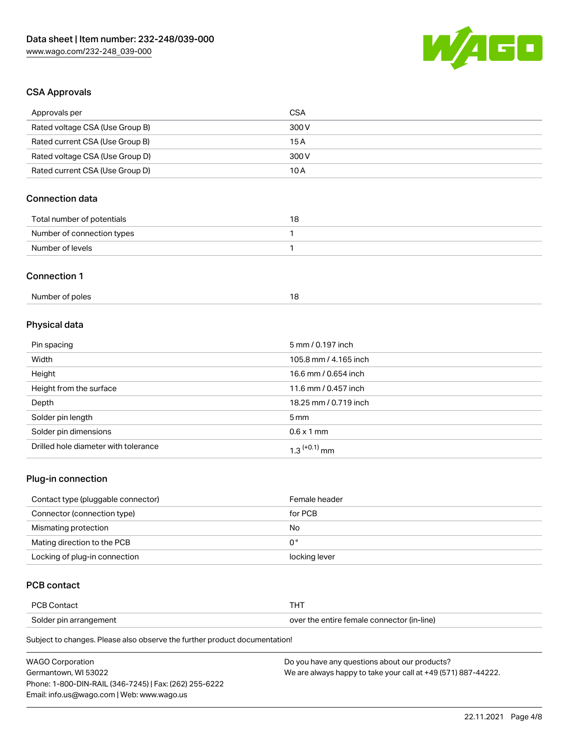## CSA Approvals

| Approvals per | CSA |
| --- | --- |
| Rated voltage CSA (Use Group B) | 300 V |
| Rated current CSA (Use Group B) | 15 A |
| Rated voltage CSA (Use Group D) | 300 V |
| Rated current CSA (Use Group D) | 10 A |

## Connection data

| Total number of potentials | 18 |
| --- | --- |
| Number of connection types | 1 |
| Number of levels | 1 |

## Connection 1

| Number of poles | 18 |
| --- | --- |

## Physical data

| Pin spacing | 5 mm / 0.197 inch |
| --- | --- |
| Width | 105.8 mm / 4.165 inch |
| Height | 16.6 mm / 0.654 inch |
| Height from the surface | 11.6 mm / 0.457 inch |
| Depth | 18.25 mm / 0.719 inch |
| Solder pin length | 5 mm |
| Solder pin dimensions | 0.6 x 1 mm |
| Drilled hole diameter with tolerance | $1.3^{(+0.1)}$ mm |

## Plug-in connection

| Contact type (pluggable connector) | Female header |
| --- | --- |
| Connector (connection type) | for PCB |
| Mismating protection | No |
| Mating direction to the PCB | 0 ° |
| Locking of plug-in connection | locking lever |

## PCB contact

| PCB Contact | THT |
| --- | --- |
| Solder pin arrangement | over the entire female connector (in-line) |

Subject to changes. Please also observe the further product documentation!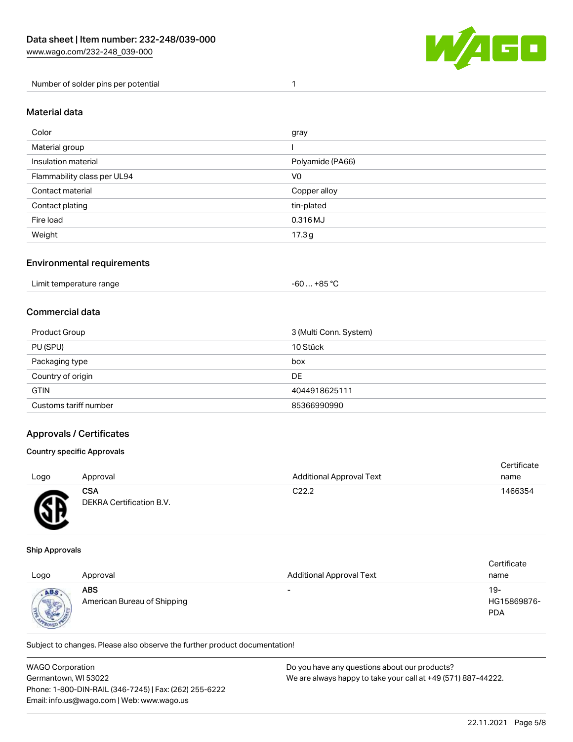| Number of solder pins per potential | 1 |
| --- | --- |

## Material data

| Color | gray |
| --- | --- |
| Material group | I |
| Insulation material | Polyamide (PA66) |
| Flammability class per UL94 | V0 |
| Contact material | Copper alloy |
| Contact plating | tin-plated |
| Fire load | 0.316 MJ |
| Weight | 17.3 g |

## Environmental requirements

| Limit temperature range | -60 … +85 °C |
| --- | --- |

## Commercial data

| Product Group | 3 (Multi Conn. System) |
| --- | --- |
| PU (SPU) | 10 Stück |
| Packaging type | box |
| Country of origin | DE |
| GTIN | 4044918625111 |
| Customs tariff number | 85366990990 |

## Approvals / Certificates

### Country specific Approvals

| Logo | Approval | Additional Approval Text | Certificate name |
| --- | --- | --- | --- |
| | **CSA** DEKRA Certification B.V. | C22.2 | 1466354 |

### Ship Approvals

| Logo | Approval | Additional Approval Text | Certificate name |
| --- | --- | --- | --- |
| | **ABS** American Bureau of Shipping | - | 19-HG15869876-PDA |

Subject to changes. Please also observe the further product documentation!

WAGO Corporation
Germantown, WI 53022
Phone: 1-800-DIN-RAIL (346-7245) | Fax: (262) 255-6222
Email: info.us@wago.com | Web: www.wago.us

Do you have any questions about our products?
We are always happy to take your call at +49 (571) 887-44222.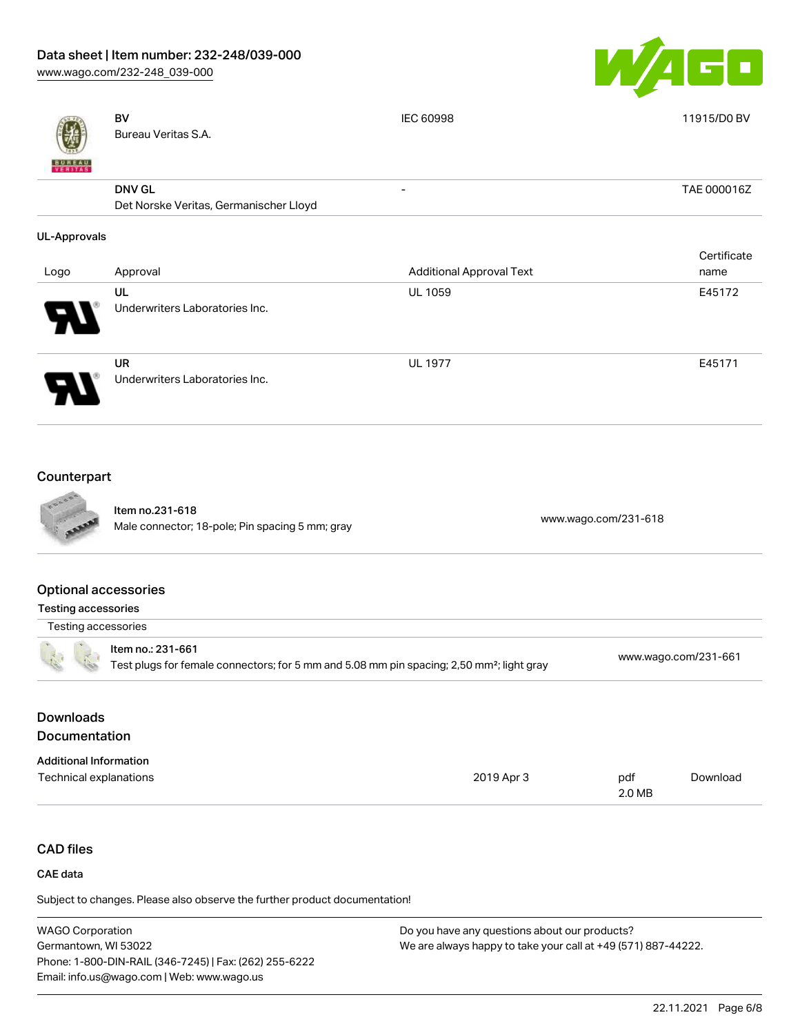| | Approval | Additional Approval Text | Certificate name |
|---|---|---|---|
| | BV<br>Bureau Veritas S.A. | IEC 60998 | 11915/D0 BV |
| | DNV GL<br>Det Norske Veritas, Germanischer Lloyd | - | TAE 000016Z |

**UL-Approvals**

| Logo | Approval | Additional Approval Text | Certificate name |
|---|---|---|---|
| | UL<br>Underwriters Laboratories Inc. | UL 1059 | E45172 |
| | UR<br>Underwriters Laboratories Inc. | UL 1977 | E45171 |

## Counterpart

| | | |
|---|---|---|
| | Item no.231-618<br>Male connector; 18-pole; Pin spacing 5 mm; gray | www.wago.com/231-618 |

## Optional accessories

### Testing accessories

Testing accessories

| | | |
|---|---|---|
| | Item no.: 231-661<br>Test plugs for female connectors; for 5 mm and 5.08 mm pin spacing; 2,50 mm²; light gray | www.wago.com/231-661 |

## Downloads

## Documentation

### Additional Information

| | | | |
|---|---|---|---|
| Technical explanations | 2019 Apr 3 | pdf<br>2.0 MB | Download |

## CAD files

### CAE data

Subject to changes. Please also observe the further product documentation!

WAGO Corporation
Germantown, WI 53022
Phone: 1-800-DIN-RAIL (346-7245) | Fax: (262) 255-6222
Email: info.us@wago.com | Web: www.wago.us

Do you have any questions about our products?
We are always happy to take your call at +49 (571) 887-44222.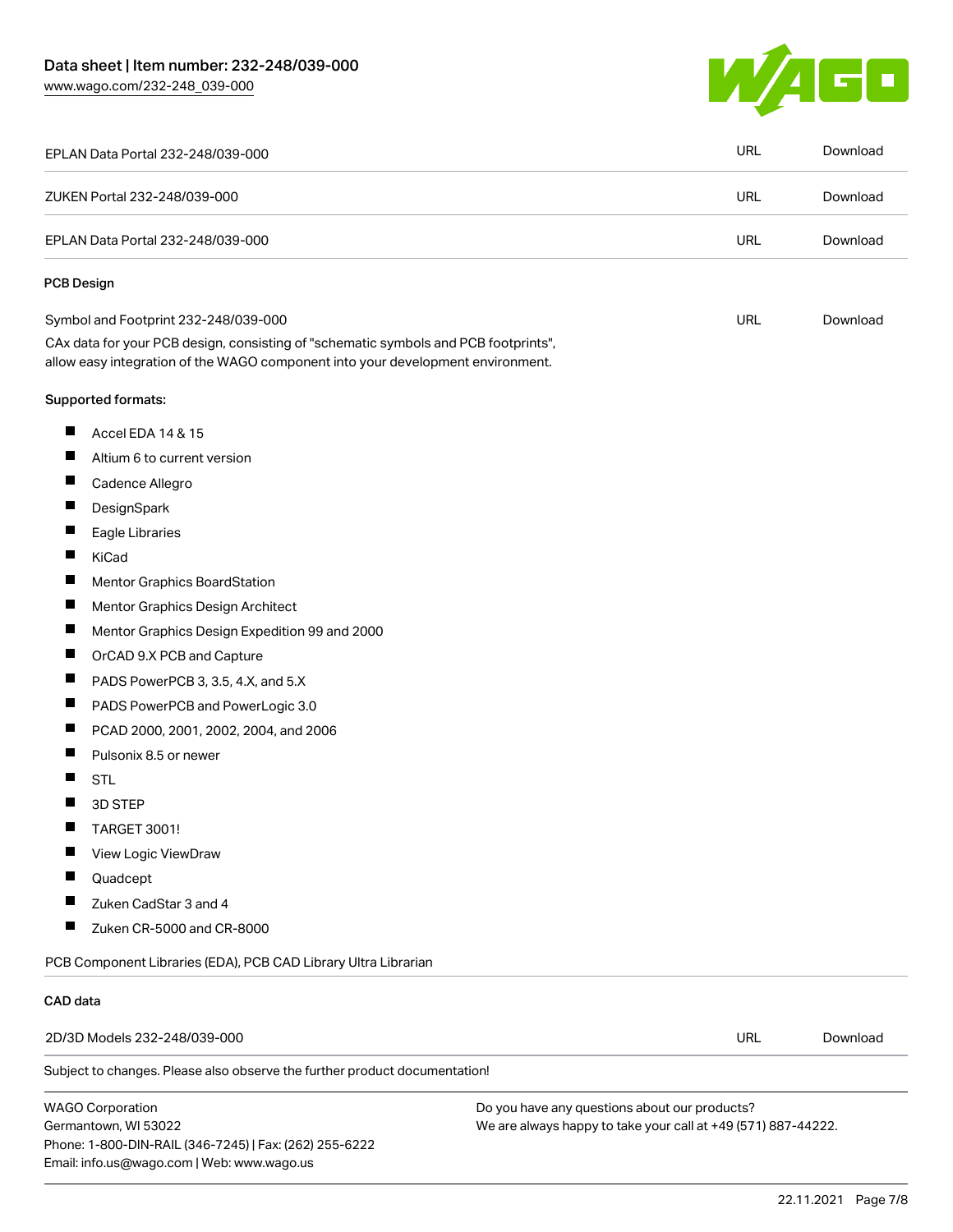| | | |
|---|---|---|
| EPLAN Data Portal 232-248/039-000 | URL | Download |
| ZUKEN Portal 232-248/039-000 | URL | Download |
| EPLAN Data Portal 232-248/039-000 | URL | Download |

### PCB Design

| | | |
|---|---|---|
| Symbol and Footprint 232-248/039-000 | URL | Download |

CAx data for your PCB design, consisting of "schematic symbols and PCB footprints", allow easy integration of the WAGO component into your development environment.

Supported formats:

- Accel EDA 14 & 15
- Altium 6 to current version
- Cadence Allegro
- DesignSpark
- Eagle Libraries
- KiCad
- Mentor Graphics BoardStation
- Mentor Graphics Design Architect
- Mentor Graphics Design Expedition 99 and 2000
- OrCAD 9.X PCB and Capture
- PADS PowerPCB 3, 3.5, 4.X, and 5.X
- PADS PowerPCB and PowerLogic 3.0
- PCAD 2000, 2001, 2002, 2004, and 2006
- Pulsonix 8.5 or newer
- STL
- 3D STEP
- TARGET 3001!
- View Logic ViewDraw
- Quadcept
- Zuken CadStar 3 and 4
- Zuken CR-5000 and CR-8000

PCB Component Libraries (EDA), PCB CAD Library Ultra Librarian

### CAD data

| | | |
|---|---|---|
| 2D/3D Models 232-248/039-000 | URL | Download |

Subject to changes. Please also observe the further product documentation!

WAGO Corporation
Germantown, WI 53022
Phone: 1-800-DIN-RAIL (346-7245) | Fax: (262) 255-6222
Email: info.us@wago.com | Web: www.wago.us

Do you have any questions about our products?
We are always happy to take your call at +49 (571) 887-44222.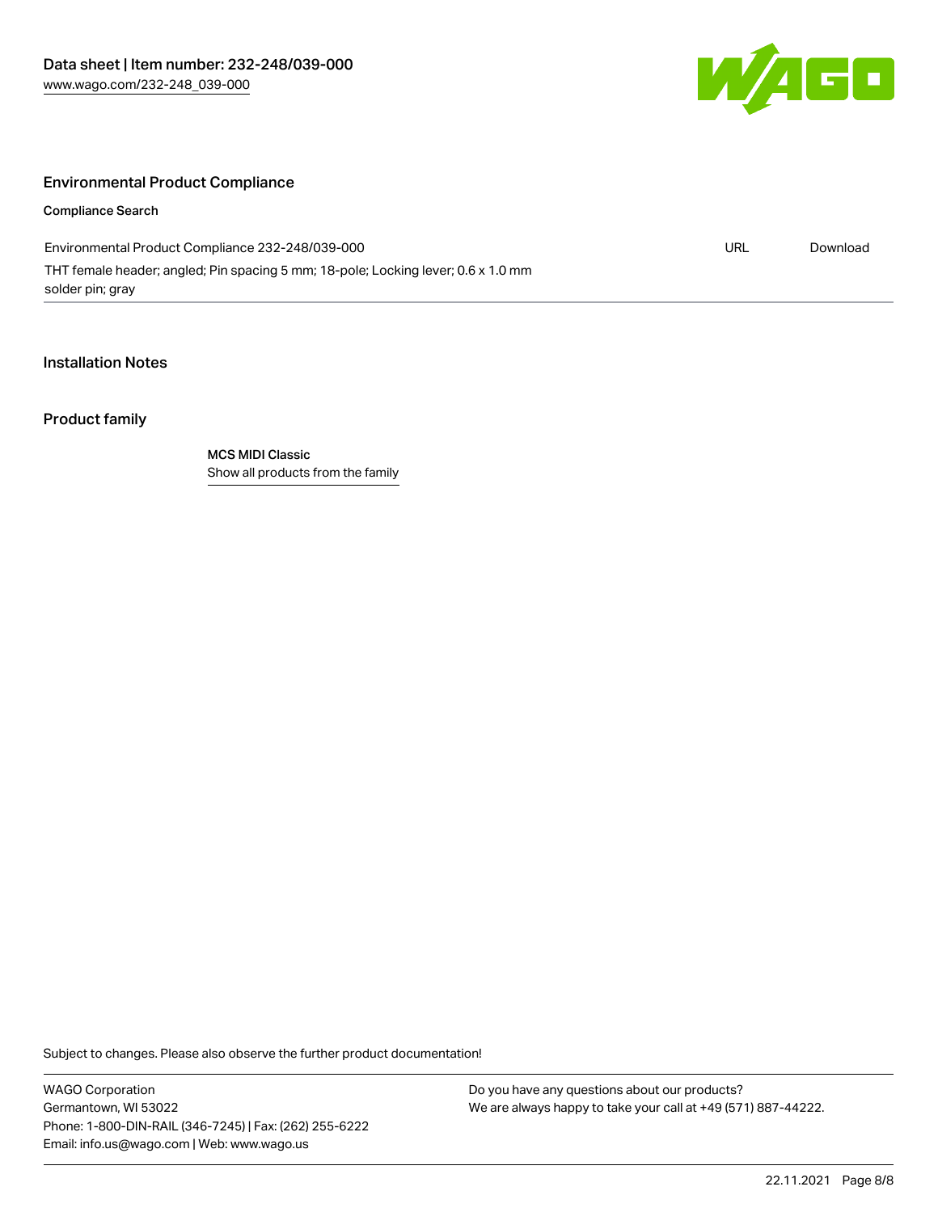## Environmental Product Compliance

**Compliance Search**

| | | |
|---|---|---|
| Environmental Product Compliance 232-248/039-000<br>THT female header; angled; Pin spacing 5 mm; 18-pole; Locking lever; 0.6 x 1.0 mm solder pin; gray | URL | Download |

## Installation Notes

## Product family

**MCS MIDI Classic**
Show all products from the family

Subject to changes. Please also observe the further product documentation!

WAGO Corporation
Germantown, WI 53022
Phone: 1-800-DIN-RAIL (346-7245) | Fax: (262) 255-6222
Email: info.us@wago.com | Web: www.wago.us

Do you have any questions about our products?
We are always happy to take your call at +49 (571) 887-44222.